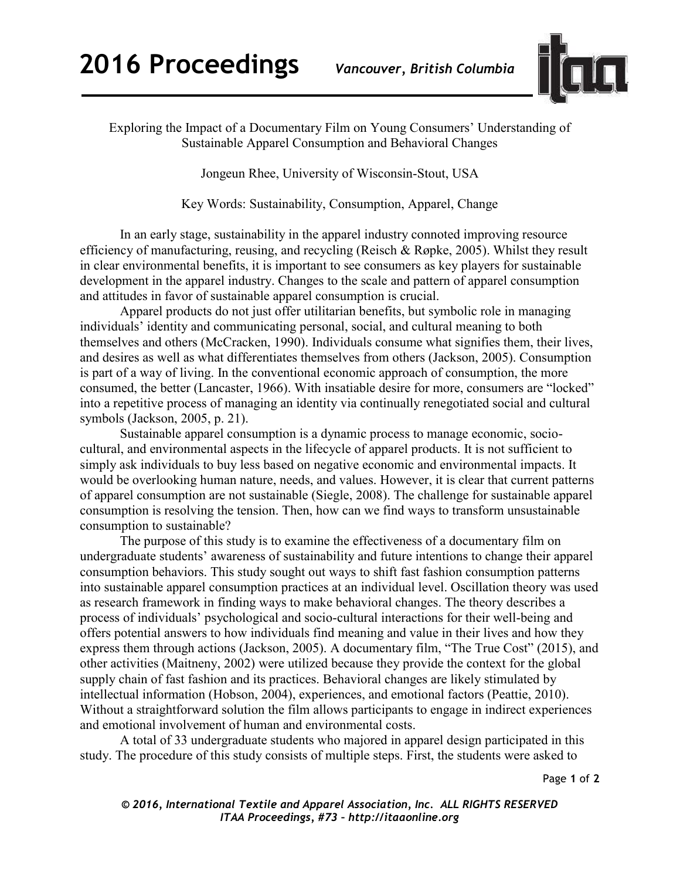Exploring the Impact of a Documentary Film on Young Consumers' Understanding of Sustainable Apparel Consumption and Behavioral Changes

Jongeun Rhee, University of Wisconsin-Stout, USA

Key Words: Sustainability, Consumption, Apparel, Change

In an early stage, sustainability in the apparel industry connoted improving resource efficiency of manufacturing, reusing, and recycling (Reisch & Røpke, 2005). Whilst they result in clear environmental benefits, it is important to see consumers as key players for sustainable development in the apparel industry. Changes to the scale and pattern of apparel consumption and attitudes in favor of sustainable apparel consumption is crucial.

Apparel products do not just offer utilitarian benefits, but symbolic role in managing individuals' identity and communicating personal, social, and cultural meaning to both themselves and others (McCracken, 1990). Individuals consume what signifies them, their lives, and desires as well as what differentiates themselves from others (Jackson, 2005). Consumption is part of a way of living. In the conventional economic approach of consumption, the more consumed, the better (Lancaster, 1966). With insatiable desire for more, consumers are "locked" into a repetitive process of managing an identity via continually renegotiated social and cultural symbols (Jackson, 2005, p. 21).

Sustainable apparel consumption is a dynamic process to manage economic, socio-cultural, and environmental aspects in the lifecycle of apparel products. It is not sufficient to simply ask individuals to buy less based on negative economic and environmental impacts. It would be overlooking human nature, needs, and values. However, it is clear that current patterns of apparel consumption are not sustainable (Siegle, 2008). The challenge for sustainable apparel consumption is resolving the tension. Then, how can we find ways to transform unsustainable consumption to sustainable?

The purpose of this study is to examine the effectiveness of a documentary film on undergraduate students' awareness of sustainability and future intentions to change their apparel consumption behaviors. This study sought out ways to shift fast fashion consumption patterns into sustainable apparel consumption practices at an individual level. Oscillation theory was used as research framework in finding ways to make behavioral changes. The theory describes a process of individuals' psychological and socio-cultural interactions for their well-being and offers potential answers to how individuals find meaning and value in their lives and how they express them through actions (Jackson, 2005). A documentary film, "The True Cost" (2015), and other activities (Maitneny, 2002) were utilized because they provide the context for the global supply chain of fast fashion and its practices. Behavioral changes are likely stimulated by intellectual information (Hobson, 2004), experiences, and emotional factors (Peattie, 2010). Without a straightforward solution the film allows participants to engage in indirect experiences and emotional involvement of human and environmental costs.

A total of 33 undergraduate students who majored in apparel design participated in this study. The procedure of this study consists of multiple steps. First, the students were asked to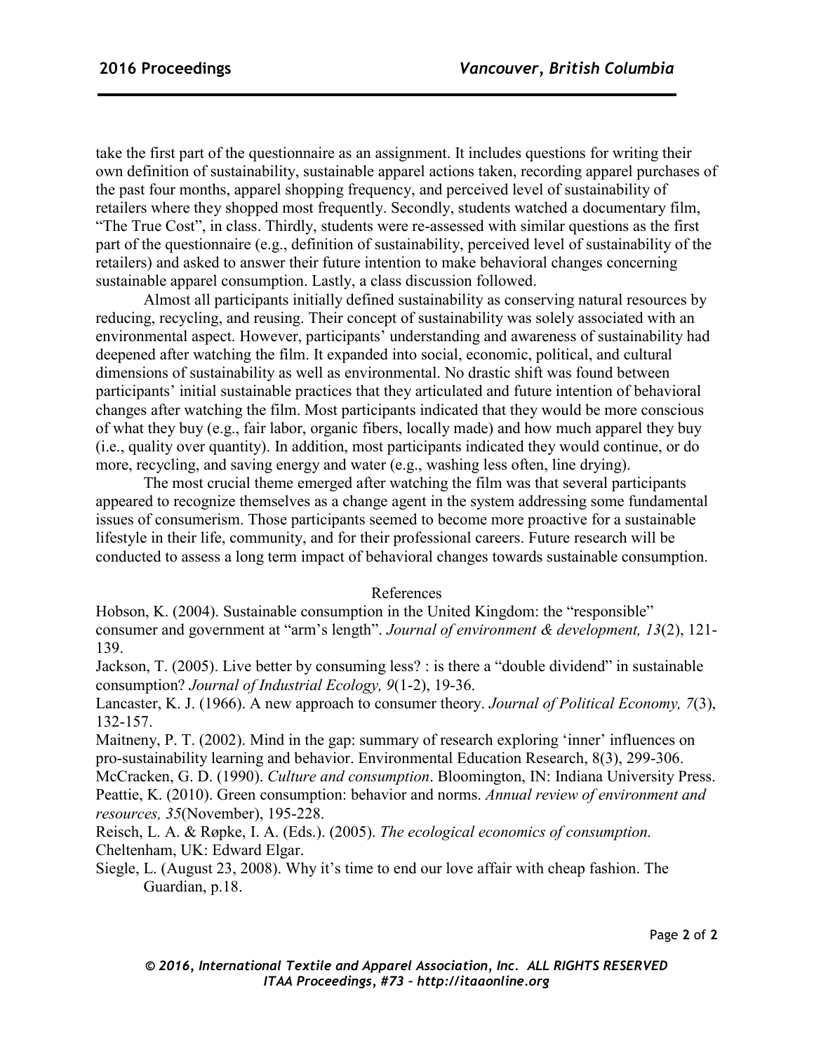take the first part of the questionnaire as an assignment. It includes questions for writing their own definition of sustainability, sustainable apparel actions taken, recording apparel purchases of the past four months, apparel shopping frequency, and perceived level of sustainability of retailers where they shopped most frequently. Secondly, students watched a documentary film, "The True Cost", in class. Thirdly, students were re-assessed with similar questions as the first part of the questionnaire (e.g., definition of sustainability, perceived level of sustainability of the retailers) and asked to answer their future intention to make behavioral changes concerning sustainable apparel consumption. Lastly, a class discussion followed.

Almost all participants initially defined sustainability as conserving natural resources by reducing, recycling, and reusing. Their concept of sustainability was solely associated with an environmental aspect. However, participants' understanding and awareness of sustainability had deepened after watching the film. It expanded into social, economic, political, and cultural dimensions of sustainability as well as environmental. No drastic shift was found between participants' initial sustainable practices that they articulated and future intention of behavioral changes after watching the film. Most participants indicated that they would be more conscious of what they buy (e.g., fair labor, organic fibers, locally made) and how much apparel they buy (i.e., quality over quantity). In addition, most participants indicated they would continue, or do more, recycling, and saving energy and water (e.g., washing less often, line drying).

The most crucial theme emerged after watching the film was that several participants appeared to recognize themselves as a change agent in the system addressing some fundamental issues of consumerism. Those participants seemed to become more proactive for a sustainable lifestyle in their life, community, and for their professional careers. Future research will be conducted to assess a long term impact of behavioral changes towards sustainable consumption.

## References

Hobson, K. (2004). Sustainable consumption in the United Kingdom: the "responsible" consumer and government at "arm's length". *Journal of environment & development, 13*(2), 121-139.

Jackson, T. (2005). Live better by consuming less? : is there a "double dividend" in sustainable consumption? *Journal of Industrial Ecology, 9*(1-2), 19-36.

Lancaster, K. J. (1966). A new approach to consumer theory. *Journal of Political Economy, 7*(3), 132-157.

Maitneny, P. T. (2002). Mind in the gap: summary of research exploring 'inner' influences on pro-sustainability learning and behavior. Environmental Education Research, 8(3), 299-306.

McCracken, G. D. (1990). *Culture and consumption*. Bloomington, IN: Indiana University Press.

Peattie, K. (2010). Green consumption: behavior and norms. *Annual review of environment and resources, 35*(November), 195-228.

Reisch, L. A. & Røpke, I. A. (Eds.). (2005). *The ecological economics of consumption.* Cheltenham, UK: Edward Elgar.

Siegle, L. (August 23, 2008). Why it's time to end our love affair with cheap fashion. The Guardian, p.18.